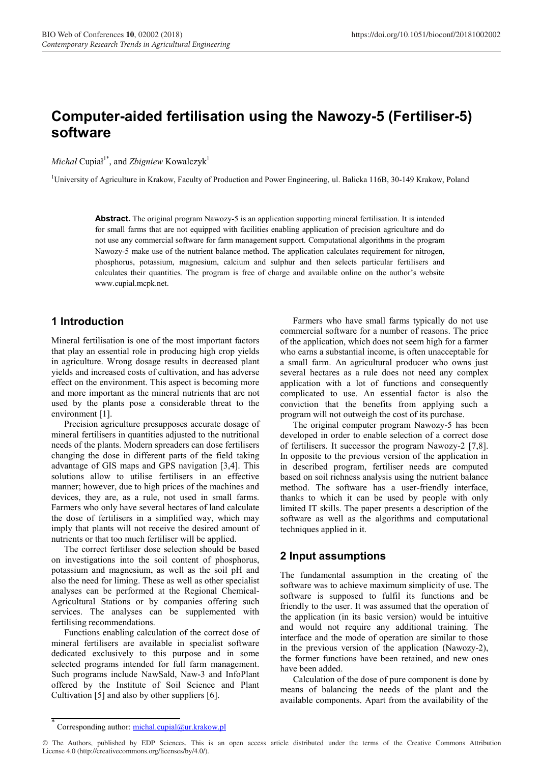# Computer-aided fertilisation using the Nawozy-5 (Fertiliser-5) software

*Michał* Cupiał[1*], and *Zbigniew* Kowalczyk[1]

[1]University of Agriculture in Krakow, Faculty of Production and Power Engineering, ul. Balicka 116B, 30-149 Krakow, Poland

**Abstract.** The original program Nawozy-5 is an application supporting mineral fertilisation. It is intended for small farms that are not equipped with facilities enabling application of precision agriculture and do not use any commercial software for farm management support. Computational algorithms in the program Nawozy-5 make use of the nutrient balance method. The application calculates requirement for nitrogen, phosphorus, potassium, magnesium, calcium and sulphur and then selects particular fertilisers and calculates their quantities. The program is free of charge and available online on the author's website www.cupial.mcpk.net.

## 1 Introduction

Mineral fertilisation is one of the most important factors that play an essential role in producing high crop yields in agriculture. Wrong dosage results in decreased plant yields and increased costs of cultivation, and has adverse effect on the environment. This aspect is becoming more and more important as the mineral nutrients that are not used by the plants pose a considerable threat to the environment [1].

Precision agriculture presupposes accurate dosage of mineral fertilisers in quantities adjusted to the nutritional needs of the plants. Modern spreaders can dose fertilisers changing the dose in different parts of the field taking advantage of GIS maps and GPS navigation [3,4]. This solutions allow to utilise fertilisers in an effective manner; however, due to high prices of the machines and devices, they are, as a rule, not used in small farms. Farmers who only have several hectares of land calculate the dose of fertilisers in a simplified way, which may imply that plants will not receive the desired amount of nutrients or that too much fertiliser will be applied.

The correct fertiliser dose selection should be based on investigations into the soil content of phosphorus, potassium and magnesium, as well as the soil pH and also the need for liming. These as well as other specialist analyses can be performed at the Regional Chemical-Agricultural Stations or by companies offering such services. The analyses can be supplemented with fertilising recommendations.

Functions enabling calculation of the correct dose of mineral fertilisers are available in specialist software dedicated exclusively to this purpose and in some selected programs intended for full farm management. Such programs include NawSald, Naw-3 and InfoPlant offered by the Institute of Soil Science and Plant Cultivation [5] and also by other suppliers [6].

Farmers who have small farms typically do not use commercial software for a number of reasons. The price of the application, which does not seem high for a farmer who earns a substantial income, is often unacceptable for a small farm. An agricultural producer who owns just several hectares as a rule does not need any complex application with a lot of functions and consequently complicated to use. An essential factor is also the conviction that the benefits from applying such a program will not outweigh the cost of its purchase.

The original computer program Nawozy-5 has been developed in order to enable selection of a correct dose of fertilisers. It successor the program Nawozy-2 [7,8]. In opposite to the previous version of the application in in described program, fertiliser needs are computed based on soil richness analysis using the nutrient balance method. The software has a user-friendly interface, thanks to which it can be used by people with only limited IT skills. The paper presents a description of the software as well as the algorithms and computational techniques applied in it.

## 2 Input assumptions

The fundamental assumption in the creating of the software was to achieve maximum simplicity of use. The software is supposed to fulfil its functions and be friendly to the user. It was assumed that the operation of the application (in its basic version) would be intuitive and would not require any additional training. The interface and the mode of operation are similar to those in the previous version of the application (Nawozy-2), the former functions have been retained, and new ones have been added.

Calculation of the dose of pure component is done by means of balancing the needs of the plant and the available components. Apart from the availability of the

---

[*] Corresponding author: michal.cupial@ur.krakow.pl

© The Authors, published by EDP Sciences. This is an open access article distributed under the terms of the Creative Commons Attribution License 4.0 (http://creativecommons.org/licenses/by/4.0/).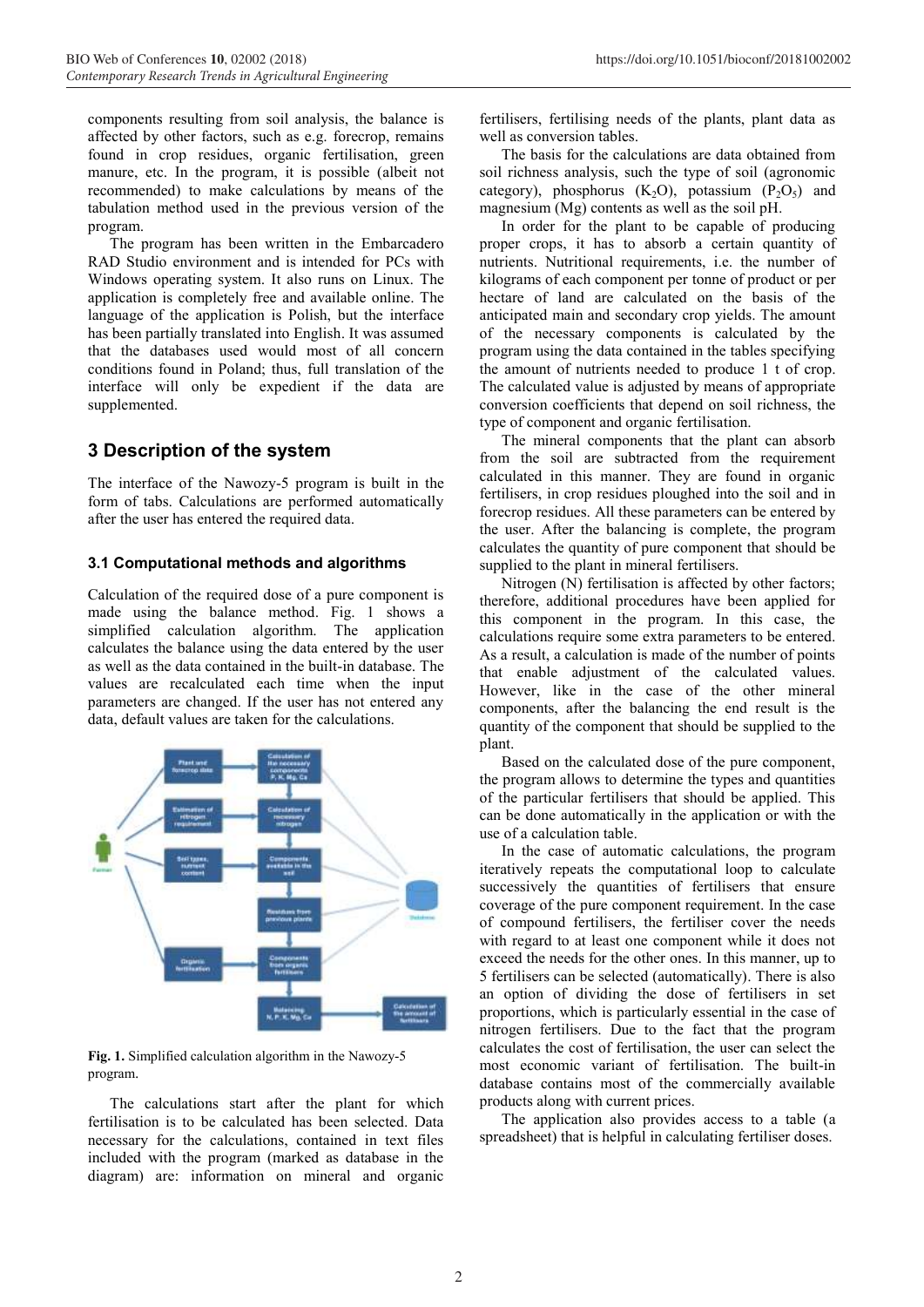components resulting from soil analysis, the balance is affected by other factors, such as e.g. forecrop, remains found in crop residues, organic fertilisation, green manure, etc. In the program, it is possible (albeit not recommended) to make calculations by means of the tabulation method used in the previous version of the program.

The program has been written in the Embarcadero RAD Studio environment and is intended for PCs with Windows operating system. It also runs on Linux. The application is completely free and available online. The language of the application is Polish, but the interface has been partially translated into English. It was assumed that the databases used would most of all concern conditions found in Poland; thus, full translation of the interface will only be expedient if the data are supplemented.

## 3 Description of the system

The interface of the Nawozy-5 program is built in the form of tabs. Calculations are performed automatically after the user has entered the required data.

### 3.1 Computational methods and algorithms

Calculation of the required dose of a pure component is made using the balance method. Fig. 1 shows a simplified calculation algorithm. The application calculates the balance using the data entered by the user as well as the data contained in the built-in database. The values are recalculated each time when the input parameters are changed. If the user has not entered any data, default values are taken for the calculations.

Farmer
Plant and forecrop data
Estimation of nitrogen requirement
Soil types, nutrient content
Organic fertilisation
Calculation of the necessary components P, K, Mg, Ca
Calculation of necessary nitrogen
Components available in the soil
Residues from previous plants
Components from organic fertilisers
Balancing N, P, K, Mg, Ca
Calculation of the amount of fertilisers
Database

**Fig. 1.** Simplified calculation algorithm in the Nawozy-5 program.

The calculations start after the plant for which fertilisation is to be calculated has been selected. Data necessary for the calculations, contained in text files included with the program (marked as database in the diagram) are: information on mineral and organic fertilisers, fertilising needs of the plants, plant data as well as conversion tables.

The basis for the calculations are data obtained from soil richness analysis, such the type of soil (agronomic category), phosphorus ($K_2O$), potassium ($P_2O_5$) and magnesium (Mg) contents as well as the soil pH.

In order for the plant to be capable of producing proper crops, it has to absorb a certain quantity of nutrients. Nutritional requirements, i.e. the number of kilograms of each component per tonne of product or per hectare of land are calculated on the basis of the anticipated main and secondary crop yields. The amount of the necessary components is calculated by the program using the data contained in the tables specifying the amount of nutrients needed to produce 1 t of crop. The calculated value is adjusted by means of appropriate conversion coefficients that depend on soil richness, the type of component and organic fertilisation.

The mineral components that the plant can absorb from the soil are subtracted from the requirement calculated in this manner. They are found in organic fertilisers, in crop residues ploughed into the soil and in forecrop residues. All these parameters can be entered by the user. After the balancing is complete, the program calculates the quantity of pure component that should be supplied to the plant in mineral fertilisers.

Nitrogen (N) fertilisation is affected by other factors; therefore, additional procedures have been applied for this component in the program. In this case, the calculations require some extra parameters to be entered. As a result, a calculation is made of the number of points that enable adjustment of the calculated values. However, like in the case of the other mineral components, after the balancing the end result is the quantity of the component that should be supplied to the plant.

Based on the calculated dose of the pure component, the program allows to determine the types and quantities of the particular fertilisers that should be applied. This can be done automatically in the application or with the use of a calculation table.

In the case of automatic calculations, the program iteratively repeats the computational loop to calculate successively the quantities of fertilisers that ensure coverage of the pure component requirement. In the case of compound fertilisers, the fertiliser cover the needs with regard to at least one component while it does not exceed the needs for the other ones. In this manner, up to 5 fertilisers can be selected (automatically). There is also an option of dividing the dose of fertilisers in set proportions, which is particularly essential in the case of nitrogen fertilisers. Due to the fact that the program calculates the cost of fertilisation, the user can select the most economic variant of fertilisation. The built-in database contains most of the commercially available products along with current prices.

The application also provides access to a table (a spreadsheet) that is helpful in calculating fertiliser doses.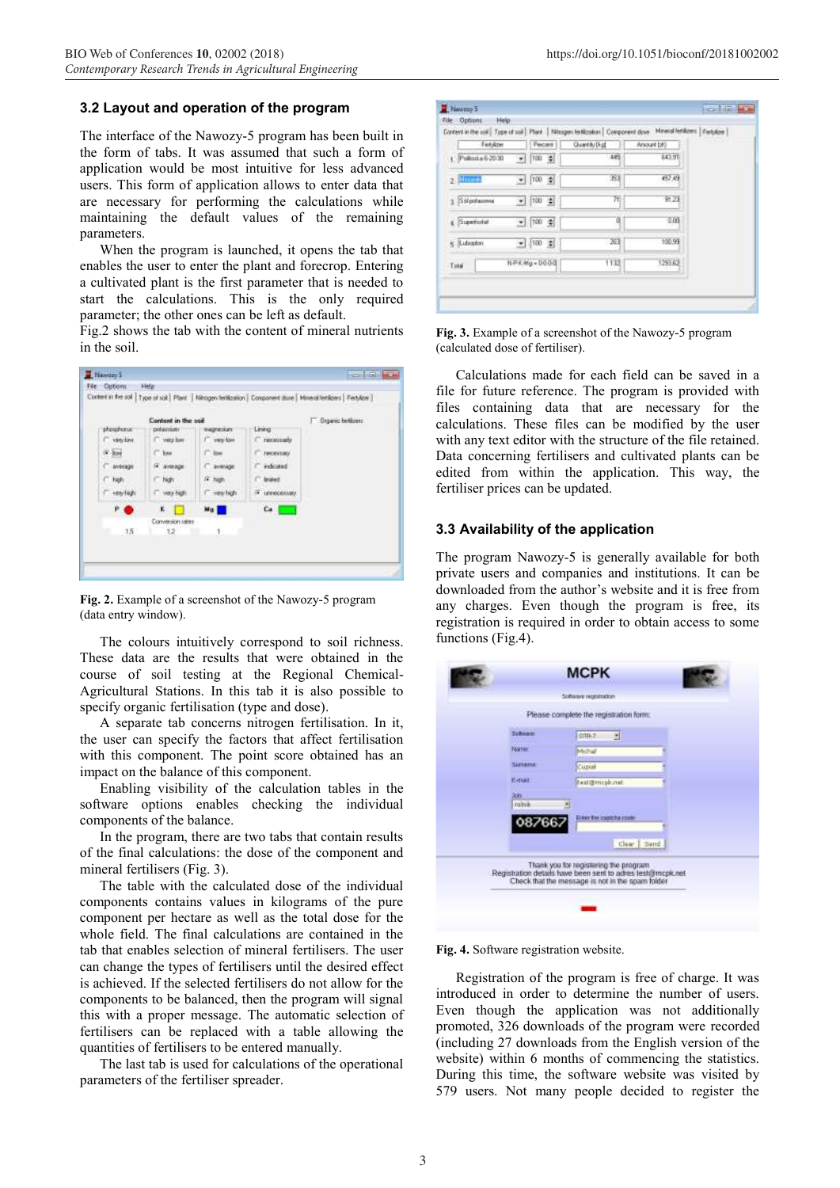### 3.2 Layout and operation of the program

The interface of the Nawozy-5 program has been built in the form of tabs. It was assumed that such a form of application would be most intuitive for less advanced users. This form of application allows to enter data that are necessary for performing the calculations while maintaining the default values of the remaining parameters.

When the program is launched, it opens the tab that enables the user to enter the plant and forecrop. Entering a cultivated plant is the first parameter that is needed to start the calculations. This is the only required parameter; the other ones can be left as default.

Fig.2 shows the tab with the content of mineral nutrients in the soil.

**Fig. 2.** Example of a screenshot of the Nawozy-5 program (data entry window).

The colours intuitively correspond to soil richness. These data are the results that were obtained in the course of soil testing at the Regional Chemical-Agricultural Stations. In this tab it is also possible to specify organic fertilisation (type and dose).

A separate tab concerns nitrogen fertilisation. In it, the user can specify the factors that affect fertilisation with this component. The point score obtained has an impact on the balance of this component.

Enabling visibility of the calculation tables in the software options enables checking the individual components of the balance.

In the program, there are two tabs that contain results of the final calculations: the dose of the component and mineral fertilisers (Fig. 3).

The table with the calculated dose of the individual components contains values in kilograms of the pure component per hectare as well as the total dose for the whole field. The final calculations are contained in the tab that enables selection of mineral fertilisers. The user can change the types of fertilisers until the desired effect is achieved. If the selected fertilisers do not allow for the components to be balanced, then the program will signal this with a proper message. The automatic selection of fertilisers can be replaced with a table allowing the quantities of fertilisers to be entered manually.

The last tab is used for calculations of the operational parameters of the fertiliser spreader.

**Fig. 3.** Example of a screenshot of the Nawozy-5 program (calculated dose of fertiliser).

Calculations made for each field can be saved in a file for future reference. The program is provided with files containing data that are necessary for the calculations. These files can be modified by the user with any text editor with the structure of the file retained. Data concerning fertilisers and cultivated plants can be edited from within the application. This way, the fertiliser prices can be updated.

### 3.3 Availability of the application

The program Nawozy-5 is generally available for both private users and companies and institutions. It can be downloaded from the author's website and it is free from any charges. Even though the program is free, its registration is required in order to obtain access to some functions (Fig.4).

**Fig. 4.** Software registration website.

Registration of the program is free of charge. It was introduced in order to determine the number of users. Even though the application was not additionally promoted, 326 downloads of the program were recorded (including 27 downloads from the English version of the website) within 6 months of commencing the statistics. During this time, the software website was visited by 579 users. Not many people decided to register the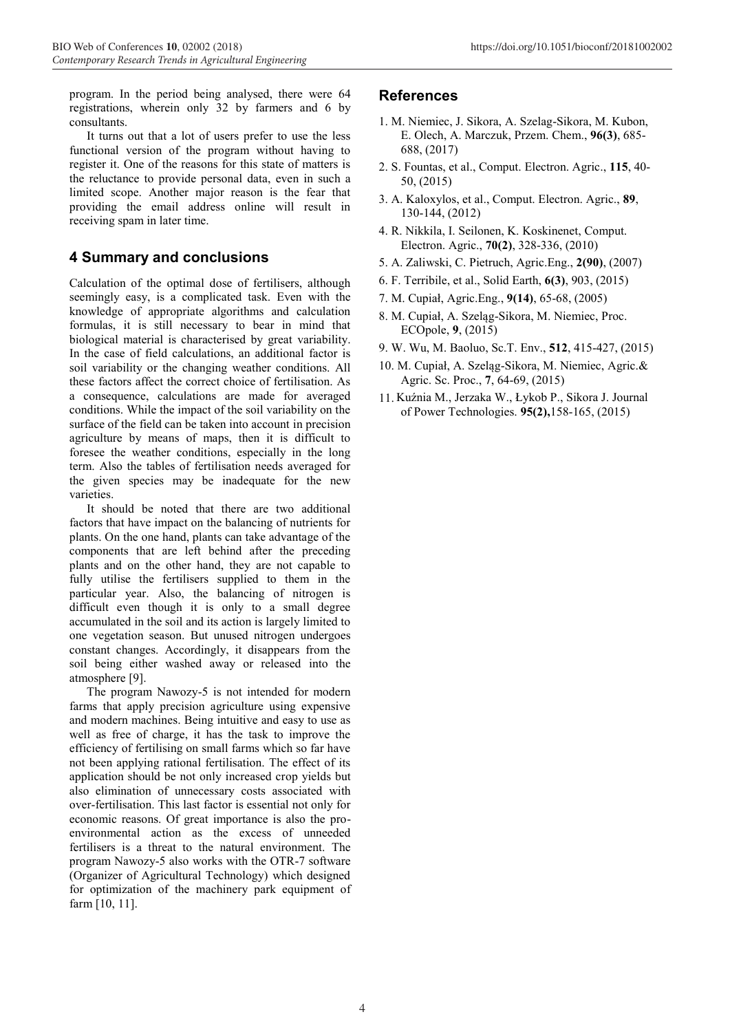program. In the period being analysed, there were 64 registrations, wherein only 32 by farmers and 6 by consultants.

It turns out that a lot of users prefer to use the less functional version of the program without having to register it. One of the reasons for this state of matters is the reluctance to provide personal data, even in such a limited scope. Another major reason is the fear that providing the email address online will result in receiving spam in later time.

## 4 Summary and conclusions

Calculation of the optimal dose of fertilisers, although seemingly easy, is a complicated task. Even with the knowledge of appropriate algorithms and calculation formulas, it is still necessary to bear in mind that biological material is characterised by great variability. In the case of field calculations, an additional factor is soil variability or the changing weather conditions. All these factors affect the correct choice of fertilisation. As a consequence, calculations are made for averaged conditions. While the impact of the soil variability on the surface of the field can be taken into account in precision agriculture by means of maps, then it is difficult to foresee the weather conditions, especially in the long term. Also the tables of fertilisation needs averaged for the given species may be inadequate for the new varieties.

It should be noted that there are two additional factors that have impact on the balancing of nutrients for plants. On the one hand, plants can take advantage of the components that are left behind after the preceding plants and on the other hand, they are not capable to fully utilise the fertilisers supplied to them in the particular year. Also, the balancing of nitrogen is difficult even though it is only to a small degree accumulated in the soil and its action is largely limited to one vegetation season. But unused nitrogen undergoes constant changes. Accordingly, it disappears from the soil being either washed away or released into the atmosphere [9].

The program Nawozy-5 is not intended for modern farms that apply precision agriculture using expensive and modern machines. Being intuitive and easy to use as well as free of charge, it has the task to improve the efficiency of fertilising on small farms which so far have not been applying rational fertilisation. The effect of its application should be not only increased crop yields but also elimination of unnecessary costs associated with over-fertilisation. This last factor is essential not only for economic reasons. Of great importance is also the pro-environmental action as the excess of unneeded fertilisers is a threat to the natural environment. The program Nawozy-5 also works with the OTR-7 software (Organizer of Agricultural Technology) which designed for optimization of the machinery park equipment of farm [10, 11].

## References

1. M. Niemiec, J. Sikora, A. Szelag-Sikora, M. Kubon, E. Olech, A. Marczuk, Przem. Chem., **96(3)**, 685-688, (2017)
2. S. Fountas, et al., Comput. Electron. Agric., **115**, 40-50, (2015)
3. A. Kaloxylos, et al., Comput. Electron. Agric., **89**, 130-144, (2012)
4. R. Nikkila, I. Seilonen, K. Koskinenet, Comput. Electron. Agric., **70(2)**, 328-336, (2010)
5. A. Zaliwski, C. Pietruch, Agric.Eng., **2(90)**, (2007)
6. F. Terribile, et al., Solid Earth, **6(3)**, 903, (2015)
7. M. Cupiał, Agric.Eng., **9(14)**, 65-68, (2005)
8. M. Cupiał, A. Szeląg-Sikora, M. Niemiec, Proc. ECOpole, **9**, (2015)
9. W. Wu, M. Baoluo, Sc.T. Env., **512**, 415-427, (2015)
10. M. Cupiał, A. Szeląg-Sikora, M. Niemiec, Agric.& Agric. Sc. Proc., **7**, 64-69, (2015)
11. Kuźnia M., Jerzaka W., Łykob P., Sikora J. Journal of Power Technologies. **95(2),**158-165, (2015)